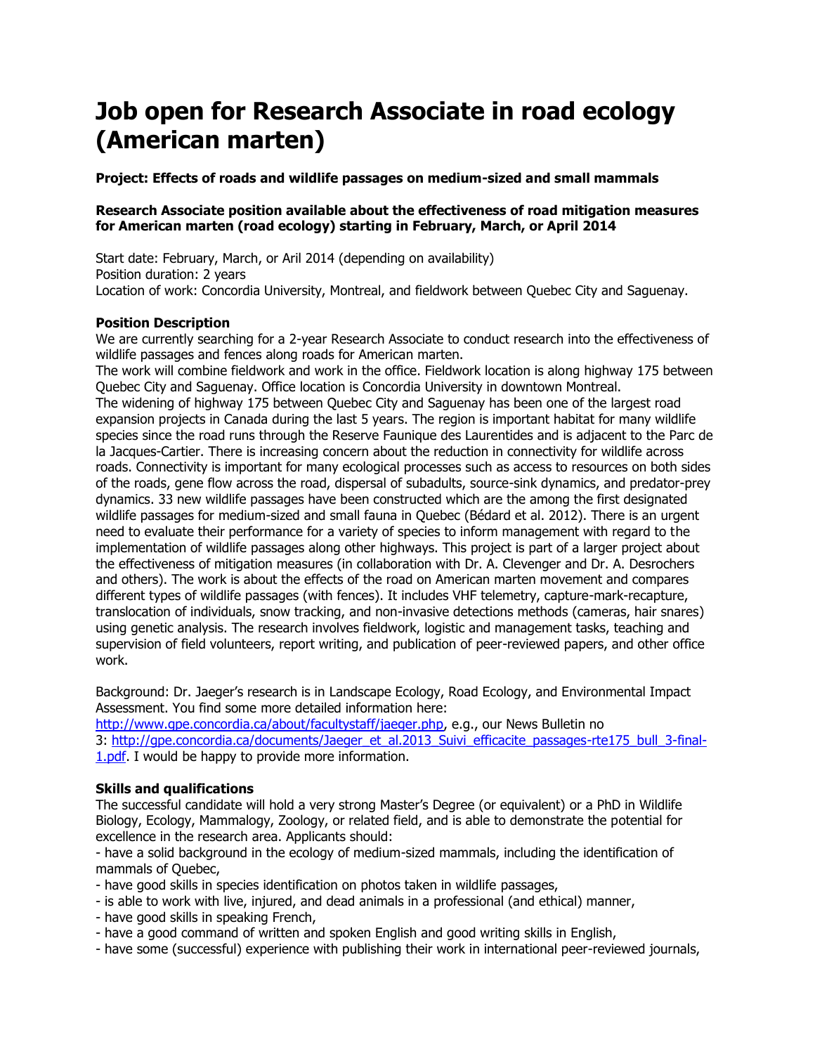# Job open for Research Associate in road ecology (American marten)

**Project: Effects of roads and wildlife passages on medium-sized and small mammals**

**Research Associate position available about the effectiveness of road mitigation measures for American marten (road ecology) starting in February, March, or April 2014**

Start date: February, March, or Aril 2014 (depending on availability)
Position duration: 2 years
Location of work: Concordia University, Montreal, and fieldwork between Quebec City and Saguenay.

**Position Description**

We are currently searching for a 2-year Research Associate to conduct research into the effectiveness of wildlife passages and fences along roads for American marten.
The work will combine fieldwork and work in the office. Fieldwork location is along highway 175 between Quebec City and Saguenay. Office location is Concordia University in downtown Montreal.
The widening of highway 175 between Quebec City and Saguenay has been one of the largest road expansion projects in Canada during the last 5 years. The region is important habitat for many wildlife species since the road runs through the Reserve Faunique des Laurentides and is adjacent to the Parc de la Jacques-Cartier. There is increasing concern about the reduction in connectivity for wildlife across roads. Connectivity is important for many ecological processes such as access to resources on both sides of the roads, gene flow across the road, dispersal of subadults, source-sink dynamics, and predator-prey dynamics. 33 new wildlife passages have been constructed which are the among the first designated wildlife passages for medium-sized and small fauna in Quebec (Bédard et al. 2012). There is an urgent need to evaluate their performance for a variety of species to inform management with regard to the implementation of wildlife passages along other highways. This project is part of a larger project about the effectiveness of mitigation measures (in collaboration with Dr. A. Clevenger and Dr. A. Desrochers and others). The work is about the effects of the road on American marten movement and compares different types of wildlife passages (with fences). It includes VHF telemetry, capture-mark-recapture, translocation of individuals, snow tracking, and non-invasive detections methods (cameras, hair snares) using genetic analysis. The research involves fieldwork, logistic and management tasks, teaching and supervision of field volunteers, report writing, and publication of peer-reviewed papers, and other office work.

Background: Dr. Jaeger's research is in Landscape Ecology, Road Ecology, and Environmental Impact Assessment. You find some more detailed information here: http://www.gpe.concordia.ca/about/facultystaff/jaeger.php, e.g., our News Bulletin no 3: http://gpe.concordia.ca/documents/Jaeger_et_al.2013_Suivi_efficacite_passages-rte175_bull_3-final-1.pdf. I would be happy to provide more information.

**Skills and qualifications**

The successful candidate will hold a very strong Master's Degree (or equivalent) or a PhD in Wildlife Biology, Ecology, Mammalogy, Zoology, or related field, and is able to demonstrate the potential for excellence in the research area. Applicants should:

- have a solid background in the ecology of medium-sized mammals, including the identification of mammals of Quebec,
- have good skills in species identification on photos taken in wildlife passages,
- is able to work with live, injured, and dead animals in a professional (and ethical) manner,
- have good skills in speaking French,
- have a good command of written and spoken English and good writing skills in English,
- have some (successful) experience with publishing their work in international peer-reviewed journals,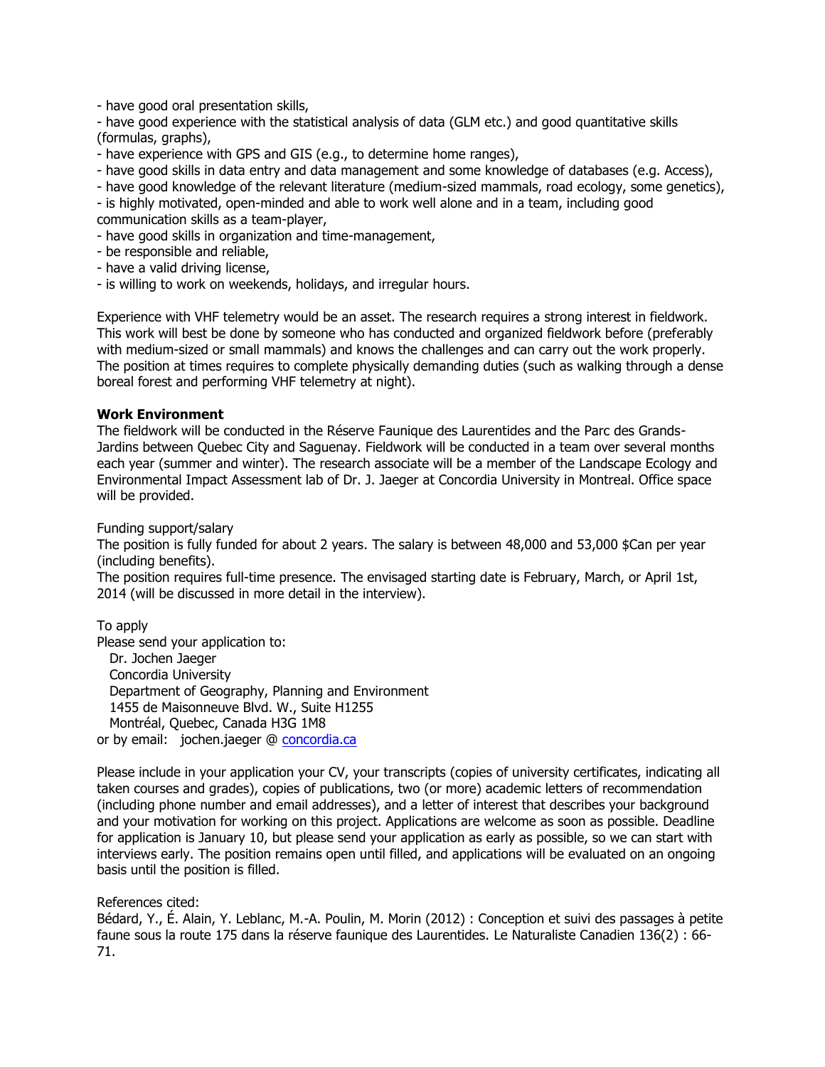- have good oral presentation skills,
- have good experience with the statistical analysis of data (GLM etc.) and good quantitative skills (formulas, graphs),
- have experience with GPS and GIS (e.g., to determine home ranges),
- have good skills in data entry and data management and some knowledge of databases (e.g. Access),
- have good knowledge of the relevant literature (medium-sized mammals, road ecology, some genetics),
- is highly motivated, open-minded and able to work well alone and in a team, including good communication skills as a team-player,
- have good skills in organization and time-management,
- be responsible and reliable,
- have a valid driving license,
- is willing to work on weekends, holidays, and irregular hours.

Experience with VHF telemetry would be an asset. The research requires a strong interest in fieldwork. This work will best be done by someone who has conducted and organized fieldwork before (preferably with medium-sized or small mammals) and knows the challenges and can carry out the work properly. The position at times requires to complete physically demanding duties (such as walking through a dense boreal forest and performing VHF telemetry at night).

**Work Environment**

The fieldwork will be conducted in the Réserve Faunique des Laurentides and the Parc des Grands-Jardins between Quebec City and Saguenay. Fieldwork will be conducted in a team over several months each year (summer and winter). The research associate will be a member of the Landscape Ecology and Environmental Impact Assessment lab of Dr. J. Jaeger at Concordia University in Montreal. Office space will be provided.

Funding support/salary

The position is fully funded for about 2 years. The salary is between 48,000 and 53,000 $Can per year (including benefits).
The position requires full-time presence. The envisaged starting date is February, March, or April 1st, 2014 (will be discussed in more detail in the interview).

To apply

Please send your application to:
Dr. Jochen Jaeger
Concordia University
Department of Geography, Planning and Environment
1455 de Maisonneuve Blvd. W., Suite H1255
Montréal, Quebec, Canada H3G 1M8
or by email: jochen.jaeger @ concordia.ca

Please include in your application your CV, your transcripts (copies of university certificates, indicating all taken courses and grades), copies of publications, two (or more) academic letters of recommendation (including phone number and email addresses), and a letter of interest that describes your background and your motivation for working on this project. Applications are welcome as soon as possible. Deadline for application is January 10, but please send your application as early as possible, so we can start with interviews early. The position remains open until filled, and applications will be evaluated on an ongoing basis until the position is filled.

References cited:

Bédard, Y., É. Alain, Y. Leblanc, M.-A. Poulin, M. Morin (2012) : Conception et suivi des passages à petite faune sous la route 175 dans la réserve faunique des Laurentides. Le Naturaliste Canadien 136(2) : 66-71.